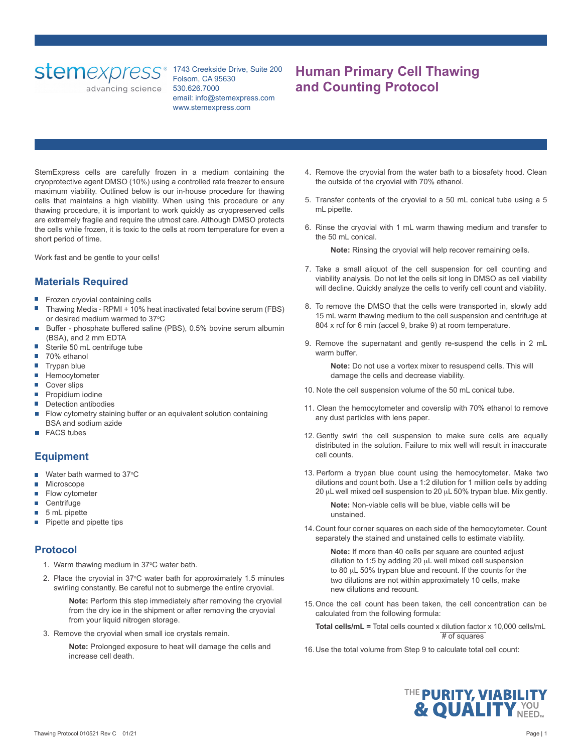stemexpress® advancing science

1743 Creekside Drive, Suite 200
Folsom, CA 95630
530.626.7000
email: info@stemexpress.com
www.stemexpress.com

# Human Primary Cell Thawing and Counting Protocol

StemExpress cells are carefully frozen in a medium containing the cryoprotective agent DMSO (10%) using a controlled rate freezer to ensure maximum viability. Outlined below is our in-house procedure for thawing cells that maintains a high viability. When using this procedure or any thawing procedure, it is important to work quickly as cryopreserved cells are extremely fragile and require the utmost care. Although DMSO protects the cells while frozen, it is toxic to the cells at room temperature for even a short period of time.

Work fast and be gentle to your cells!

## Materials Required

- Frozen cryovial containing cells
- Thawing Media - RPMI + 10% heat inactivated fetal bovine serum (FBS) or desired medium warmed to 37°C
- Buffer - phosphate buffered saline (PBS), 0.5% bovine serum albumin (BSA), and 2 mm EDTA
- Sterile 50 mL centrifuge tube
- 70% ethanol
- Trypan blue
- Hemocytometer
- Cover slips
- Propidium iodine
- Detection antibodies
- Flow cytometry staining buffer or an equivalent solution containing BSA and sodium azide
- FACS tubes

## Equipment

- Water bath warmed to 37°C
- Microscope
- Flow cytometer
- Centrifuge
- 5 mL pipette
- Pipette and pipette tips

## Protocol

1. Warm thawing medium in 37°C water bath.
2. Place the cryovial in 37°C water bath for approximately 1.5 minutes swirling constantly. Be careful not to submerge the entire cryovial.

   **Note:** Perform this step immediately after removing the cryovial from the dry ice in the shipment or after removing the cryovial from your liquid nitrogen storage.

3. Remove the cryovial when small ice crystals remain.

   **Note:** Prolonged exposure to heat will damage the cells and increase cell death.

4. Remove the cryovial from the water bath to a biosafety hood. Clean the outside of the cryovial with 70% ethanol.
5. Transfer contents of the cryovial to a 50 mL conical tube using a 5 mL pipette.
6. Rinse the cryovial with 1 mL warm thawing medium and transfer to the 50 mL conical.

   **Note:** Rinsing the cryovial will help recover remaining cells.

7. Take a small aliquot of the cell suspension for cell counting and viability analysis. Do not let the cells sit long in DMSO as cell viability will decline. Quickly analyze the cells to verify cell count and viability.
8. To remove the DMSO that the cells were transported in, slowly add 15 mL warm thawing medium to the cell suspension and centrifuge at 804 x rcf for 6 min (accel 9, brake 9) at room temperature.
9. Remove the supernatant and gently re-suspend the cells in 2 mL warm buffer.

   **Note:** Do not use a vortex mixer to resuspend cells. This will damage the cells and decrease viability.

10. Note the cell suspension volume of the 50 mL conical tube.
11. Clean the hemocytometer and coverslip with 70% ethanol to remove any dust particles with lens paper.
12. Gently swirl the cell suspension to make sure cells are equally distributed in the solution. Failure to mix well will result in inaccurate cell counts.
13. Perform a trypan blue count using the hemocytometer. Make two dilutions and count both. Use a 1:2 dilution for 1 million cells by adding 20 µL well mixed cell suspension to 20 µL 50% trypan blue. Mix gently.

    **Note:** Non-viable cells will be blue, viable cells will be unstained.

14. Count four corner squares on each side of the hemocytometer. Count separately the stained and unstained cells to estimate viability.

    **Note:** If more than 40 cells per square are counted adjust dilution to 1:5 by adding 20 µL well mixed cell suspension to 80 µL 50% trypan blue and recount. If the counts for the two dilutions are not within approximately 10 cells, make new dilutions and recount.

15. Once the cell count has been taken, the cell concentration can be calculated from the following formula:

    $$\textbf{Total cells/mL} = \text{Total cells counted} \times \frac{\text{dilution factor}}{\text{\# of squares}} \times 10{,}000 \text{ cells/mL}$$

16. Use the total volume from Step 9 to calculate total cell count:

THE PURITY, VIABILITY & QUALITY YOU NEED™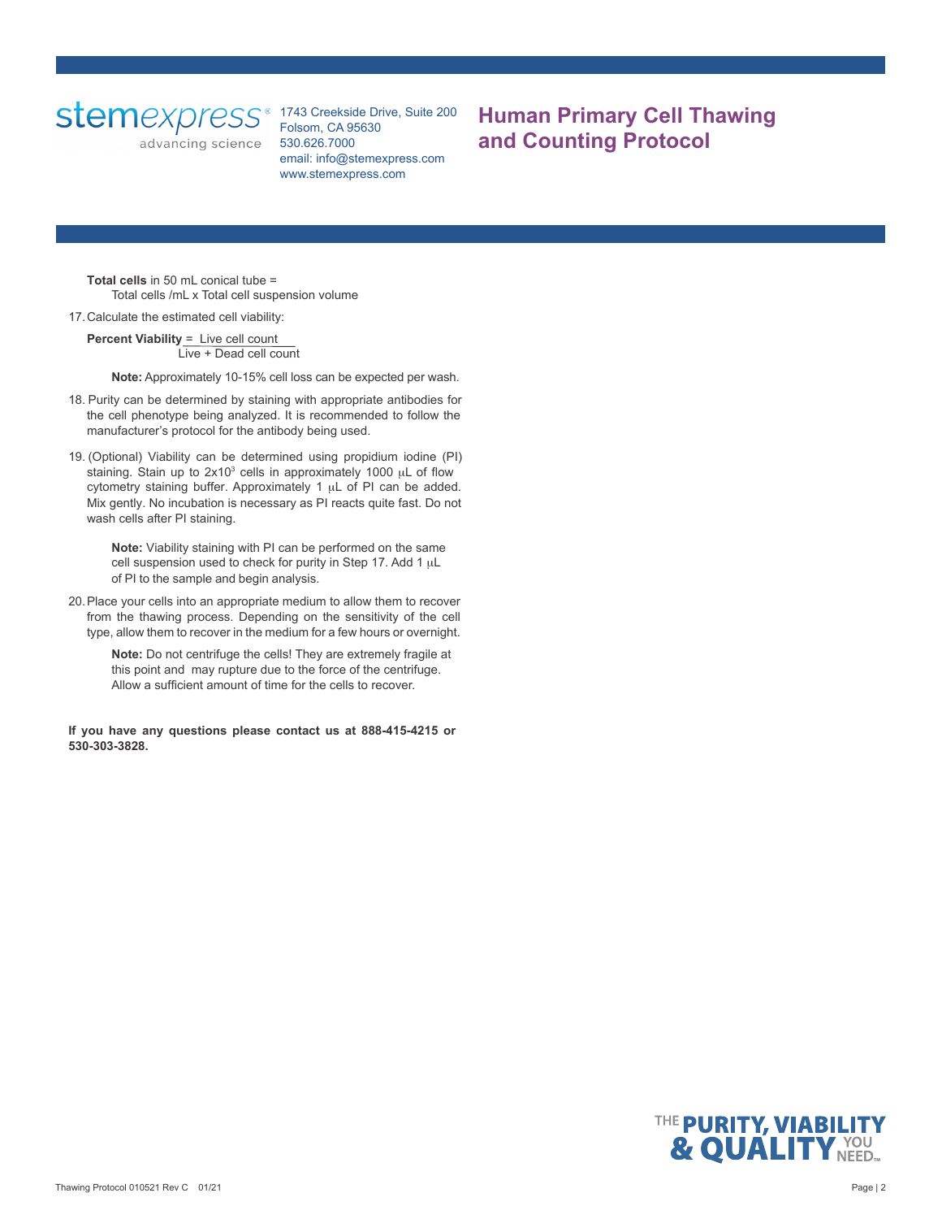**Total cells** in 50 mL conical tube =
Total cells /mL x Total cell suspension volume

17. Calculate the estimated cell viability:

$$\textbf{Percent Viability} = \frac{\text{Live cell count}}{\text{Live + Dead cell count}}$$

**Note:** Approximately 10-15% cell loss can be expected per wash.

18. Purity can be determined by staining with appropriate antibodies for the cell phenotype being analyzed. It is recommended to follow the manufacturer's protocol for the antibody being used.

19. (Optional) Viability can be determined using propidium iodine (PI) staining. Stain up to $2 \times 10^3$ cells in approximately 1000 μL of flow cytometry staining buffer. Approximately 1 μL of PI can be added. Mix gently. No incubation is necessary as PI reacts quite fast. Do not wash cells after PI staining.

    **Note:** Viability staining with PI can be performed on the same cell suspension used to check for purity in Step 17. Add 1 μL of PI to the sample and begin analysis.

20. Place your cells into an appropriate medium to allow them to recover from the thawing process. Depending on the sensitivity of the cell type, allow them to recover in the medium for a few hours or overnight.

    **Note:** Do not centrifuge the cells! They are extremely fragile at this point and may rupture due to the force of the centrifuge. Allow a sufficient amount of time for the cells to recover.

**If you have any questions please contact us at 888-415-4215 or 530-303-3828.**

THE PURITY, VIABILITY & QUALITY YOU NEED™

Thawing Protocol 010521 Rev C 01/21